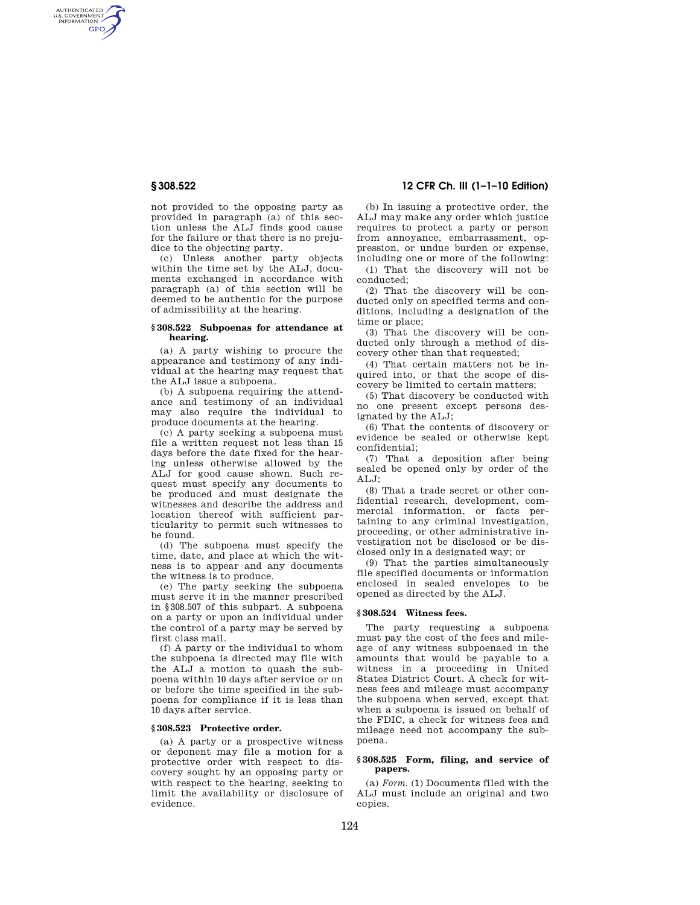not provided to the opposing party as provided in paragraph (a) of this section unless the ALJ finds good cause for the failure or that there is no prejudice to the objecting party.

(c) Unless another party objects within the time set by the ALJ, documents exchanged in accordance with paragraph (a) of this section will be deemed to be authentic for the purpose of admissibility at the hearing.

### § 308.522 Subpoenas for attendance at hearing.

(a) A party wishing to procure the appearance and testimony of any individual at the hearing may request that the ALJ issue a subpoena.

(b) A subpoena requiring the attendance and testimony of an individual may also require the individual to produce documents at the hearing.

(c) A party seeking a subpoena must file a written request not less than 15 days before the date fixed for the hearing unless otherwise allowed by the ALJ for good cause shown. Such request must specify any documents to be produced and must designate the witnesses and describe the address and location thereof with sufficient particularity to permit such witnesses to be found.

(d) The subpoena must specify the time, date, and place at which the witness is to appear and any documents the witness is to produce.

(e) The party seeking the subpoena must serve it in the manner prescribed in §308.507 of this subpart. A subpoena on a party or upon an individual under the control of a party may be served by first class mail.

(f) A party or the individual to whom the subpoena is directed may file with the ALJ a motion to quash the subpoena within 10 days after service or on or before the time specified in the subpoena for compliance if it is less than 10 days after service.

### § 308.523 Protective order.

(a) A party or a prospective witness or deponent may file a motion for a protective order with respect to discovery sought by an opposing party or with respect to the hearing, seeking to limit the availability or disclosure of evidence.

(b) In issuing a protective order, the ALJ may make any order which justice requires to protect a party or person from annoyance, embarrassment, oppression, or undue burden or expense, including one or more of the following:

(1) That the discovery will not be conducted;

(2) That the discovery will be conducted only on specified terms and conditions, including a designation of the time or place;

(3) That the discovery will be conducted only through a method of discovery other than that requested;

(4) That certain matters not be inquired into, or that the scope of discovery be limited to certain matters;

(5) That discovery be conducted with no one present except persons designated by the ALJ;

(6) That the contents of discovery or evidence be sealed or otherwise kept confidential;

(7) That a deposition after being sealed be opened only by order of the ALJ;

(8) That a trade secret or other confidential research, development, commercial information, or facts pertaining to any criminal investigation, proceeding, or other administrative investigation not be disclosed or be disclosed only in a designated way; or

(9) That the parties simultaneously file specified documents or information enclosed in sealed envelopes to be opened as directed by the ALJ.

### § 308.524 Witness fees.

The party requesting a subpoena must pay the cost of the fees and mileage of any witness subpoenaed in the amounts that would be payable to a witness in a proceeding in United States District Court. A check for witness fees and mileage must accompany the subpoena when served, except that when a subpoena is issued on behalf of the FDIC, a check for witness fees and mileage need not accompany the subpoena.

### § 308.525 Form, filing, and service of papers.

(a) *Form.* (1) Documents filed with the ALJ must include an original and two copies.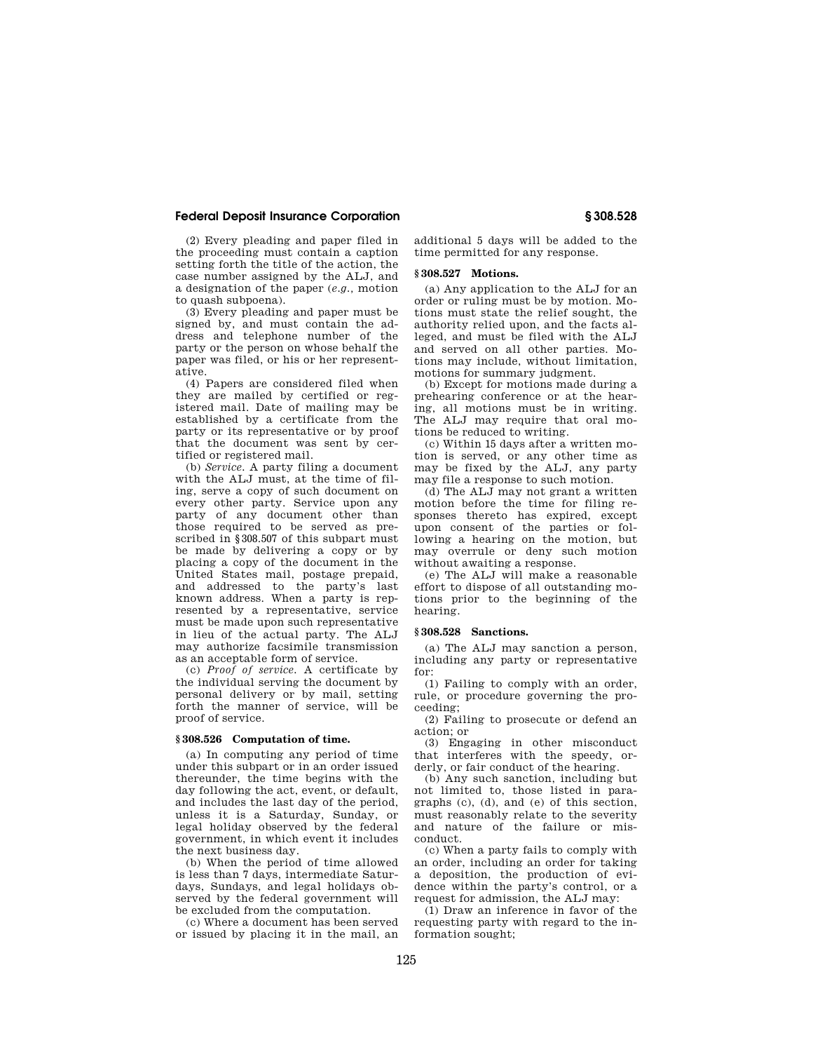(2) Every pleading and paper filed in the proceeding must contain a caption setting forth the title of the action, the case number assigned by the ALJ, and a designation of the paper (*e.g.*, motion to quash subpoena).

(3) Every pleading and paper must be signed by, and must contain the address and telephone number of the party or the person on whose behalf the paper was filed, or his or her representative.

(4) Papers are considered filed when they are mailed by certified or registered mail. Date of mailing may be established by a certificate from the party or its representative or by proof that the document was sent by certified or registered mail.

(b) *Service.* A party filing a document with the ALJ must, at the time of filing, serve a copy of such document on every other party. Service upon any party of any document other than those required to be served as prescribed in §308.507 of this subpart must be made by delivering a copy or by placing a copy of the document in the United States mail, postage prepaid, and addressed to the party's last known address. When a party is represented by a representative, service must be made upon such representative in lieu of the actual party. The ALJ may authorize facsimile transmission as an acceptable form of service.

(c) *Proof of service.* A certificate by the individual serving the document by personal delivery or by mail, setting forth the manner of service, will be proof of service.

### §308.526 Computation of time.

(a) In computing any period of time under this subpart or in an order issued thereunder, the time begins with the day following the act, event, or default, and includes the last day of the period, unless it is a Saturday, Sunday, or legal holiday observed by the federal government, in which event it includes the next business day.

(b) When the period of time allowed is less than 7 days, intermediate Saturdays, Sundays, and legal holidays observed by the federal government will be excluded from the computation.

(c) Where a document has been served or issued by placing it in the mail, an additional 5 days will be added to the time permitted for any response.

### §308.527 Motions.

(a) Any application to the ALJ for an order or ruling must be by motion. Motions must state the relief sought, the authority relied upon, and the facts alleged, and must be filed with the ALJ and served on all other parties. Motions may include, without limitation, motions for summary judgment.

(b) Except for motions made during a prehearing conference or at the hearing, all motions must be in writing. The ALJ may require that oral motions be reduced to writing.

(c) Within 15 days after a written motion is served, or any other time as may be fixed by the ALJ, any party may file a response to such motion.

(d) The ALJ may not grant a written motion before the time for filing responses thereto has expired, except upon consent of the parties or following a hearing on the motion, but may overrule or deny such motion without awaiting a response.

(e) The ALJ will make a reasonable effort to dispose of all outstanding motions prior to the beginning of the hearing.

### §308.528 Sanctions.

(a) The ALJ may sanction a person, including any party or representative for:

(1) Failing to comply with an order, rule, or procedure governing the proceeding;

(2) Failing to prosecute or defend an action; or

(3) Engaging in other misconduct that interferes with the speedy, orderly, or fair conduct of the hearing.

(b) Any such sanction, including but not limited to, those listed in paragraphs (c), (d), and (e) of this section, must reasonably relate to the severity and nature of the failure or misconduct.

(c) When a party fails to comply with an order, including an order for taking a deposition, the production of evidence within the party's control, or a request for admission, the ALJ may:

(1) Draw an inference in favor of the requesting party with regard to the information sought;